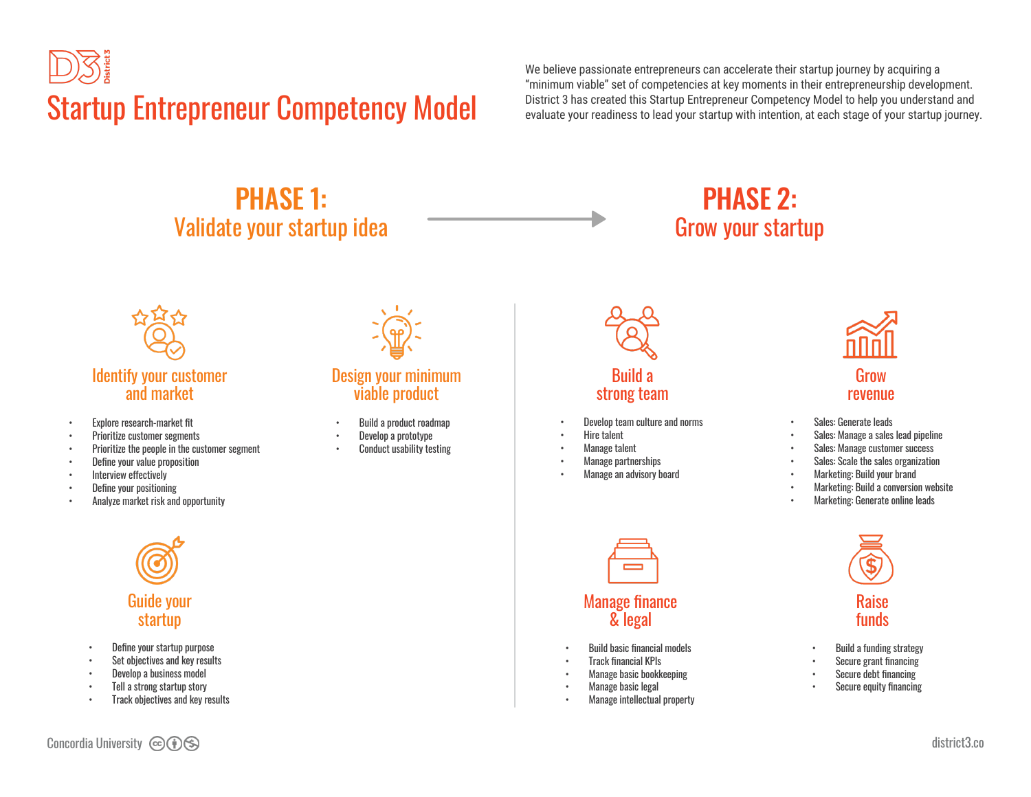# Startup Entrepreneur Competency Model

We believe passionate entrepreneurs can accelerate their startup journey by acquiring a "minimum viable" set of competencies at key moments in their entrepreneurship development. District 3 has created this Startup Entrepreneur Competency Model to help you understand and evaluate your readiness to lead your startup with intention, at each stage of your startup journey.

## PHASE 1: Validate your startup idea

### Identify your customer and market

- Explore research-market fit
- Prioritize customer segments
- Prioritize the people in the customer segment
- Define your value proposition
- Interview effectively
- Define your positioning
- Analyze market risk and opportunity

### Design your minimum viable product

- Build a product roadmap
- Develop a prototype
- Conduct usability testing

### Guide your startup

- Define your startup purpose
- Set objectives and key results
- Develop a business model
- Tell a strong startup story
- Track objectives and key results

## PHASE 2: Grow your startup

### Build a strong team

- Develop team culture and norms
- Hire talent
- Manage talent
- Manage partnerships
- Manage an advisory board

### Grow revenue

- Sales: Generate leads
- Sales: Manage a sales lead pipeline
- Sales: Manage customer success
- Sales: Scale the sales organization
- Marketing: Build your brand
- Marketing: Build a conversion website
- Marketing: Generate online leads

### Manage finance & legal

- Build basic financial models
- Track financial KPIs
- Manage basic bookkeeping
- Manage basic legal
- Manage intellectual property

### Raise funds

- Build a funding strategy
- Secure grant financing
- Secure debt financing
- Secure equity financing

Concordia University

district3.co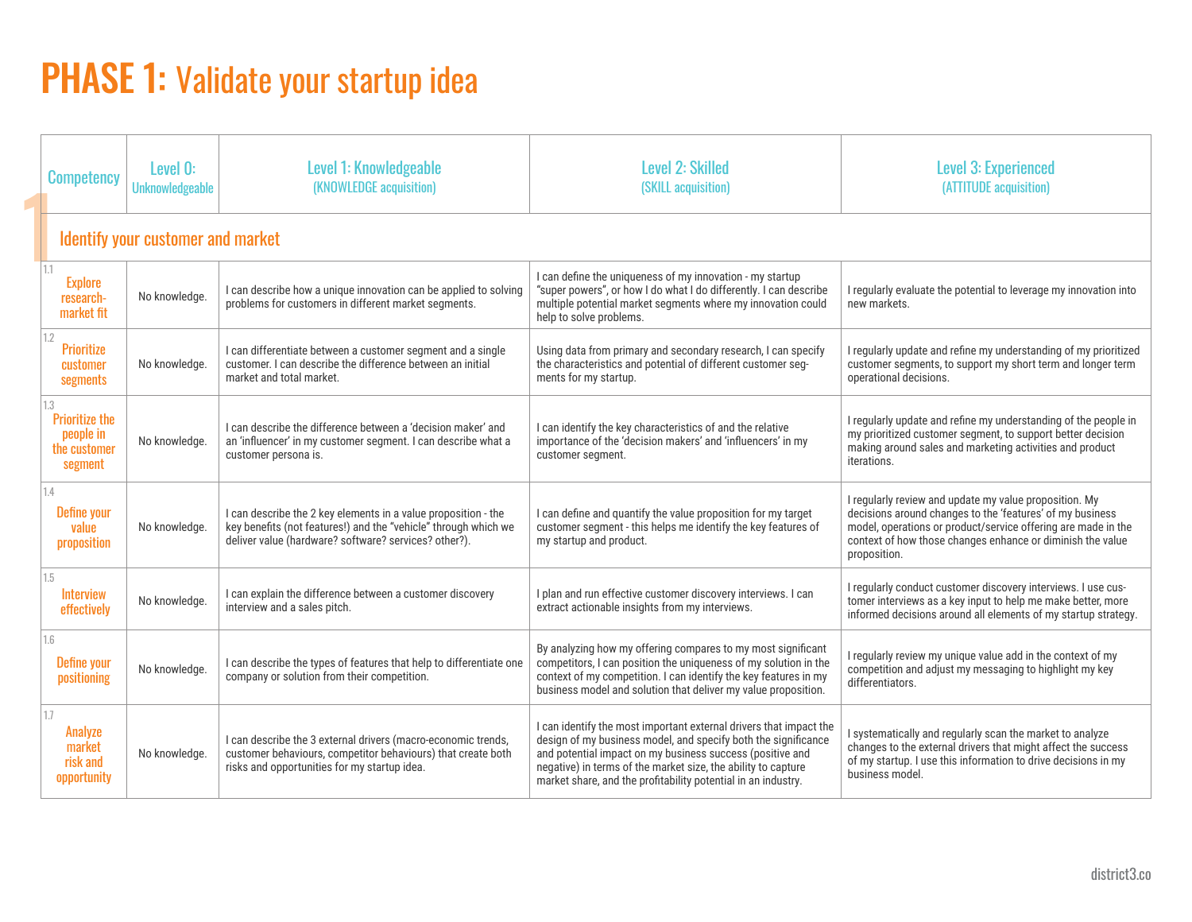# PHASE 1: Validate your startup idea

| Competency | Level 0: Unknowledgeable | Level 1: Knowledgeable (KNOWLEDGE acquisition) | Level 2: Skilled (SKILL acquisition) | Level 3: Experienced (ATTITUDE acquisition) |
|---|---|---|---|---|
| **1 Identify your customer and market** | | | | |
| 1.1 Explore research-market fit | No knowledge. | I can describe how a unique innovation can be applied to solving problems for customers in different market segments. | I can define the uniqueness of my innovation - my startup "super powers", or how I do what I do differently. I can describe multiple potential market segments where my innovation could help to solve problems. | I regularly evaluate the potential to leverage my innovation into new markets. |
| 1.2 Prioritize customer segments | No knowledge. | I can differentiate between a customer segment and a single customer. I can describe the difference between an initial market and total market. | Using data from primary and secondary research, I can specify the characteristics and potential of different customer segments for my startup. | I regularly update and refine my understanding of my prioritized customer segments, to support my short term and longer term operational decisions. |
| 1.3 Prioritize the people in the customer segment | No knowledge. | I can describe the difference between a 'decision maker' and an 'influencer' in my customer segment. I can describe what a customer persona is. | I can identify the key characteristics of and the relative importance of the 'decision makers' and 'influencers' in my customer segment. | I regularly update and refine my understanding of the people in my prioritized customer segment, to support better decision making around sales and marketing activities and product iterations. |
| 1.4 Define your value proposition | No knowledge. | I can describe the 2 key elements in a value proposition - the key benefits (not features!) and the "vehicle" through which we deliver value (hardware? software? services? other?). | I can define and quantify the value proposition for my target customer segment - this helps me identify the key features of my startup and product. | I regularly review and update my value proposition. My decisions around changes to the 'features' of my business model, operations or product/service offering are made in the context of how those changes enhance or diminish the value proposition. |
| 1.5 Interview effectively | No knowledge. | I can explain the difference between a customer discovery interview and a sales pitch. | I plan and run effective customer discovery interviews. I can extract actionable insights from my interviews. | I regularly conduct customer discovery interviews. I use customer interviews as a key input to help me make better, more informed decisions around all elements of my startup strategy. |
| 1.6 Define your positioning | No knowledge. | I can describe the types of features that help to differentiate one company or solution from their competition. | By analyzing how my offering compares to my most significant competitors, I can position the uniqueness of my solution in the context of my competition. I can identify the key features in my business model and solution that deliver my value proposition. | I regularly review my unique value add in the context of my competition and adjust my messaging to highlight my key differentiators. |
| 1.7 Analyze market risk and opportunity | No knowledge. | I can describe the 3 external drivers (macro-economic trends, customer behaviours, competitor behaviours) that create both risks and opportunities for my startup idea. | I can identify the most important external drivers that impact the design of my business model, and specify both the significance and potential impact on my business success (positive and negative) in terms of the market size, the ability to capture market share, and the profitability potential in an industry. | I systematically and regularly scan the market to analyze changes to the external drivers that might affect the success of my startup. I use this information to drive decisions in my business model. |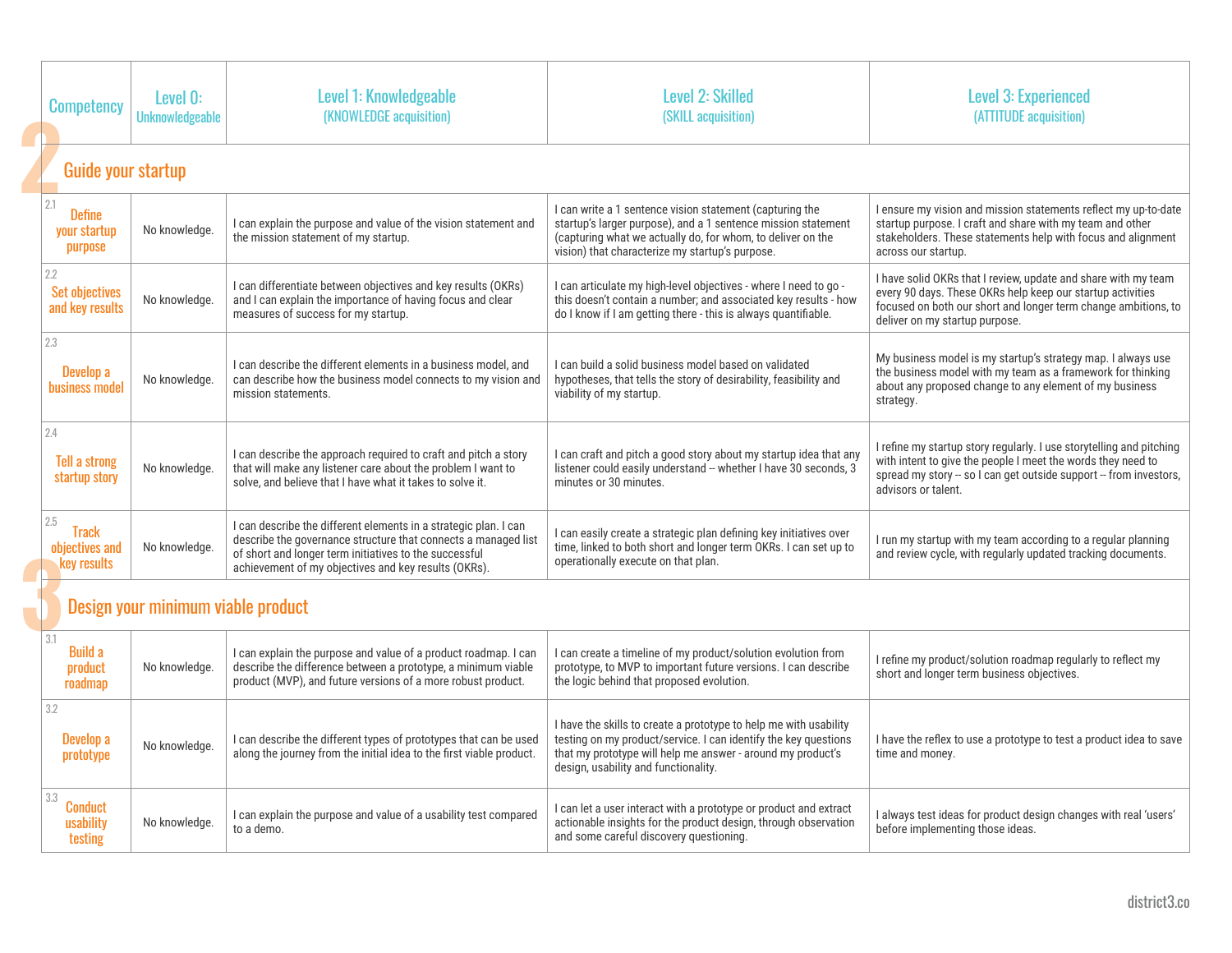| Competency | Level 0: Unknowledgeable | Level 1: Knowledgeable (KNOWLEDGE acquisition) | Level 2: Skilled (SKILL acquisition) | Level 3: Experienced (ATTITUDE acquisition) |
|---|---|---|---|---|
| **2 Guide your startup** | | | | |
| 2.1 Define your startup purpose | No knowledge. | I can explain the purpose and value of the vision statement and the mission statement of my startup. | I can write a 1 sentence vision statement (capturing the startup's larger purpose), and a 1 sentence mission statement (capturing what we actually do, for whom, to deliver on the vision) that characterize my startup's purpose. | I ensure my vision and mission statements reflect my up-to-date startup purpose. I craft and share with my team and other stakeholders. These statements help with focus and alignment across our startup. |
| 2.2 Set objectives and key results | No knowledge. | I can differentiate between objectives and key results (OKRs) and I can explain the importance of having focus and clear measures of success for my startup. | I can articulate my high-level objectives - where I need to go - this doesn't contain a number; and associated key results - how do I know if I am getting there - this is always quantifiable. | I have solid OKRs that I review, update and share with my team every 90 days. These OKRs help keep our startup activities focused on both our short and longer term change ambitions, to deliver on my startup purpose. |
| 2.3 Develop a business model | No knowledge. | I can describe the different elements in a business model, and can describe how the business model connects to my vision and mission statements. | I can build a solid business model based on validated hypotheses, that tells the story of desirability, feasibility and viability of my startup. | My business model is my startup's strategy map. I always use the business model with my team as a framework for thinking about any proposed change to any element of my business strategy. |
| 2.4 Tell a strong startup story | No knowledge. | I can describe the approach required to craft and pitch a story that will make any listener care about the problem I want to solve, and believe that I have what it takes to solve it. | I can craft and pitch a good story about my startup idea that any listener could easily understand -- whether I have 30 seconds, 3 minutes or 30 minutes. | I refine my startup story regularly. I use storytelling and pitching with intent to give the people I meet the words they need to spread my story -- so I can get outside support -- from investors, advisors or talent. |
| 2.5 Track objectives and key results | No knowledge. | I can describe the different elements in a strategic plan. I can describe the governance structure that connects a managed list of short and longer term initiatives to the successful achievement of my objectives and key results (OKRs). | I can easily create a strategic plan defining key initiatives over time, linked to both short and longer term OKRs. I can set up to operationally execute on that plan. | I run my startup with my team according to a regular planning and review cycle, with regularly updated tracking documents. |
| **3 Design your minimum viable product** | | | | |
| 3.1 Build a product roadmap | No knowledge. | I can explain the purpose and value of a product roadmap. I can describe the difference between a prototype, a minimum viable product (MVP), and future versions of a more robust product. | I can create a timeline of my product/solution evolution from prototype, to MVP to important future versions. I can describe the logic behind that proposed evolution. | I refine my product/solution roadmap regularly to reflect my short and longer term business objectives. |
| 3.2 Develop a prototype | No knowledge. | I can describe the different types of prototypes that can be used along the journey from the initial idea to the first viable product. | I have the skills to create a prototype to help me with usability testing on my product/service. I can identify the key questions that my prototype will help me answer - around my product's design, usability and functionality. | I have the reflex to use a prototype to test a product idea to save time and money. |
| 3.3 Conduct usability testing | No knowledge. | I can explain the purpose and value of a usability test compared to a demo. | I can let a user interact with a prototype or product and extract actionable insights for the product design, through observation and some careful discovery questioning. | I always test ideas for product design changes with real 'users' before implementing those ideas. |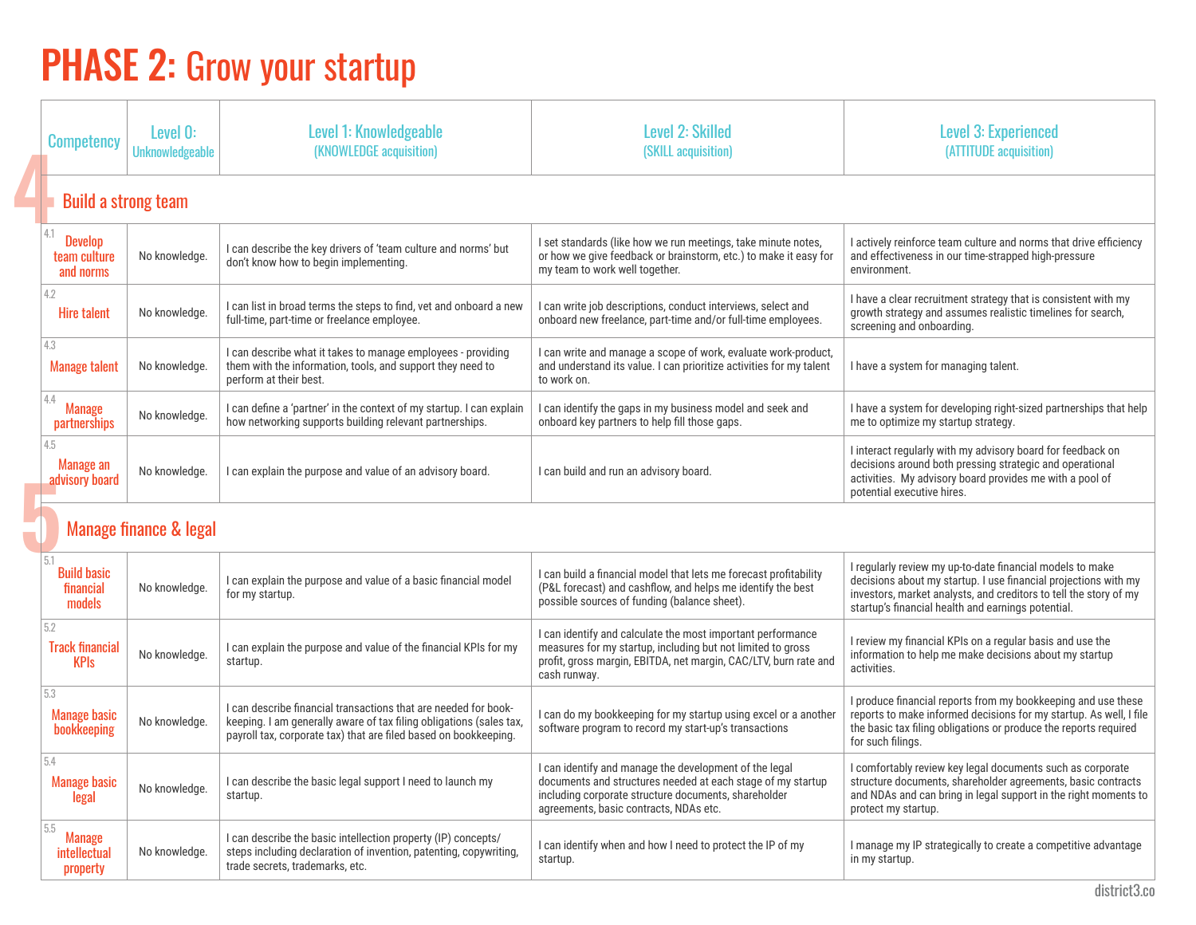# PHASE 2: Grow your startup

| Competency | Level 0: Unknowledgeable | Level 1: Knowledgeable (KNOWLEDGE acquisition) | Level 2: Skilled (SKILL acquisition) | Level 3: Experienced (ATTITUDE acquisition) |
|---|---|---|---|---|
| **4 Build a strong team** | | | | |
| 4.1 Develop team culture and norms | No knowledge. | I can describe the key drivers of 'team culture and norms' but don't know how to begin implementing. | I set standards (like how we run meetings, take minute notes, or how we give feedback or brainstorm, etc.) to make it easy for my team to work well together. | I actively reinforce team culture and norms that drive efficiency and effectiveness in our time-strapped high-pressure environment. |
| 4.2 Hire talent | No knowledge. | I can list in broad terms the steps to find, vet and onboard a new full-time, part-time or freelance employee. | I can write job descriptions, conduct interviews, select and onboard new freelance, part-time and/or full-time employees. | I have a clear recruitment strategy that is consistent with my growth strategy and assumes realistic timelines for search, screening and onboarding. |
| 4.3 Manage talent | No knowledge. | I can describe what it takes to manage employees - providing them with the information, tools, and support they need to perform at their best. | I can write and manage a scope of work, evaluate work-product, and understand its value. I can prioritize activities for my talent to work on. | I have a system for managing talent. |
| 4.4 Manage partnerships | No knowledge. | I can define a 'partner' in the context of my startup. I can explain how networking supports building relevant partnerships. | I can identify the gaps in my business model and seek and onboard key partners to help fill those gaps. | I have a system for developing right-sized partnerships that help me to optimize my startup strategy. |
| 4.5 Manage an advisory board | No knowledge. | I can explain the purpose and value of an advisory board. | I can build and run an advisory board. | I interact regularly with my advisory board for feedback on decisions around both pressing strategic and operational activities. My advisory board provides me with a pool of potential executive hires. |
| **5 Manage finance & legal** | | | | |
| 5.1 Build basic financial models | No knowledge. | I can explain the purpose and value of a basic financial model for my startup. | I can build a financial model that lets me forecast profitability (P&L forecast) and cashflow, and helps me identify the best possible sources of funding (balance sheet). | I regularly review my up-to-date financial models to make decisions about my startup. I use financial projections with my investors, market analysts, and creditors to tell the story of my startup's financial health and earnings potential. |
| 5.2 Track financial KPIs | No knowledge. | I can explain the purpose and value of the financial KPIs for my startup. | I can identify and calculate the most important performance measures for my startup, including but not limited to gross profit, gross margin, EBITDA, net margin, CAC/LTV, burn rate and cash runway. | I review my financial KPIs on a regular basis and use the information to help me make decisions about my startup activities. |
| 5.3 Manage basic bookkeeping | No knowledge. | I can describe financial transactions that are needed for book-keeping. I am generally aware of tax filing obligations (sales tax, payroll tax, corporate tax) that are filed based on bookkeeping. | I can do my bookkeeping for my startup using excel or a another software program to record my start-up's transactions | I produce financial reports from my bookkeeping and use these reports to make informed decisions for my startup. As well, I file the basic tax filing obligations or produce the reports required for such filings. |
| 5.4 Manage basic legal | No knowledge. | I can describe the basic legal support I need to launch my startup. | I can identify and manage the development of the legal documents and structures needed at each stage of my startup including corporate structure documents, shareholder agreements, basic contracts, NDAs etc. | I comfortably review key legal documents such as corporate structure documents, shareholder agreements, basic contracts and NDAs and can bring in legal support in the right moments to protect my startup. |
| 5.5 Manage intellectual property | No knowledge. | I can describe the basic intellection property (IP) concepts/ steps including declaration of invention, patenting, copywriting, trade secrets, trademarks, etc. | I can identify when and how I need to protect the IP of my startup. | I manage my IP strategically to create a competitive advantage in my startup. |

district3.co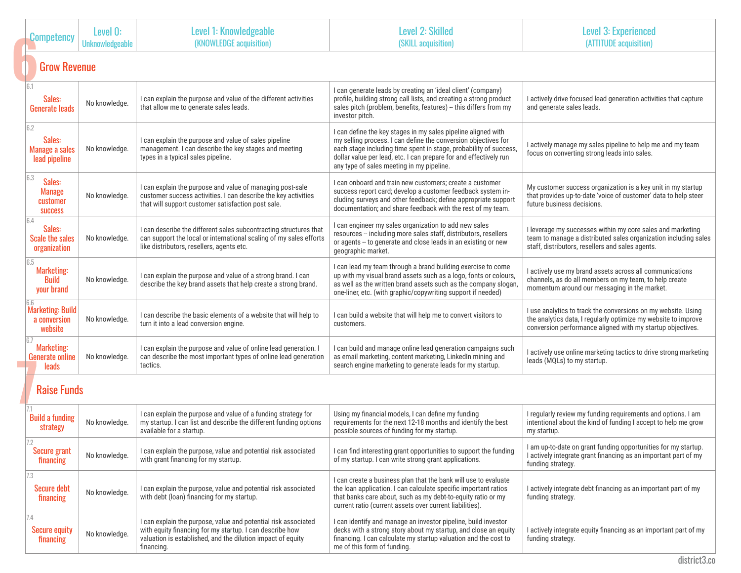| Competency | Level 0: Unknowledgeable | Level 1: Knowledgeable (KNOWLEDGE acquisition) | Level 2: Skilled (SKILL acquisition) | Level 3: Experienced (ATTITUDE acquisition) |
|---|---|---|---|---|
| **6 Grow Revenue** | | | | |
| 6.1 Sales: Generate leads | No knowledge. | I can explain the purpose and value of the different activities that allow me to generate sales leads. | I can generate leads by creating an 'ideal client' (company) profile, building strong call lists, and creating a strong product sales pitch (problem, benefits, features) -- this differs from my investor pitch. | I actively drive focused lead generation activities that capture and generate sales leads. |
| 6.2 Sales: Manage a sales lead pipeline | No knowledge. | I can explain the purpose and value of sales pipeline management. I can describe the key stages and meeting types in a typical sales pipeline. | I can define the key stages in my sales pipeline aligned with my selling process. I can define the conversion objectives for each stage including time spent in stage, probability of success, dollar value per lead, etc. I can prepare for and effectively run any type of sales meeting in my pipeline. | I actively manage my sales pipeline to help me and my team focus on converting strong leads into sales. |
| 6.3 Sales: Manage customer success | No knowledge. | I can explain the purpose and value of managing post-sale customer success activities. I can describe the key activities that will support customer satisfaction post sale. | I can onboard and train new customers; create a customer success report card; develop a customer feedback system including surveys and other feedback; define appropriate support documentation; and share feedback with the rest of my team. | My customer success organization is a key unit in my startup that provides up-to-date 'voice of customer' data to help steer future business decisions. |
| 6.4 Sales: Scale the sales organization | No knowledge. | I can describe the different sales subcontracting structures that can support the local or international scaling of my sales efforts like distributors, resellers, agents etc. | I can engineer my sales organization to add new sales resources -- including more sales staff, distributors, resellers or agents -- to generate and close leads in an existing or new geographic market. | I leverage my successes within my core sales and marketing team to manage a distributed sales organization including sales staff, distributors, resellers and sales agents. |
| 6.5 Marketing: Build your brand | No knowledge. | I can explain the purpose and value of a strong brand. I can describe the key brand assets that help create a strong brand. | I can lead my team through a brand building exercise to come up with my visual brand assets such as a logo, fonts or colours, as well as the written brand assets such as the company slogan, one-liner, etc. (with graphic/copywriting support if needed) | I actively use my brand assets across all communications channels, as do all members on my team, to help create momentum around our messaging in the market. |
| 6.6 Marketing: Build a conversion website | No knowledge. | I can describe the basic elements of a website that will help to turn it into a lead conversion engine. | I can build a website that will help me to convert visitors to customers. | I use analytics to track the conversions on my website. Using the analytics data, I regularly optimize my website to improve conversion performance aligned with my startup objectives. |
| 6.7 Marketing: Generate online leads | No knowledge. | I can explain the purpose and value of online lead generation. I can describe the most important types of online lead generation tactics. | I can build and manage online lead generation campaigns such as email marketing, content marketing, LinkedIn mining and search engine marketing to generate leads for my startup. | I actively use online marketing tactics to drive strong marketing leads (MQLs) to my startup. |
| **7 Raise Funds** | | | | |
| 7.1 Build a funding strategy | No knowledge. | I can explain the purpose and value of a funding strategy for my startup. I can list and describe the different funding options available for a startup. | Using my financial models, I can define my funding requirements for the next 12-18 months and identify the best possible sources of funding for my startup. | I regularly review my funding requirements and options. I am intentional about the kind of funding I accept to help me grow my startup. |
| 7.2 Secure grant financing | No knowledge. | I can explain the purpose, value and potential risk associated with grant financing for my startup. | I can find interesting grant opportunities to support the funding of my startup. I can write strong grant applications. | I am up-to-date on grant funding opportunities for my startup. I actively integrate grant financing as an important part of my funding strategy. |
| 7.3 Secure debt financing | No knowledge. | I can explain the purpose, value and potential risk associated with debt (loan) financing for my startup. | I can create a business plan that the bank will use to evaluate the loan application. I can calculate specific important ratios that banks care about, such as my debt-to-equity ratio or my current ratio (current assets over current liabilities). | I actively integrate debt financing as an important part of my funding strategy. |
| 7.4 Secure equity financing | No knowledge. | I can explain the purpose, value and potential risk associated with equity financing for my startup. I can describe how valuation is established, and the dilution impact of equity financing. | I can identify and manage an investor pipeline, build investor decks with a strong story about my startup, and close an equity financing. I can calculate my startup valuation and the cost to me of this form of funding. | I actively integrate equity financing as an important part of my funding strategy. |

district3.co